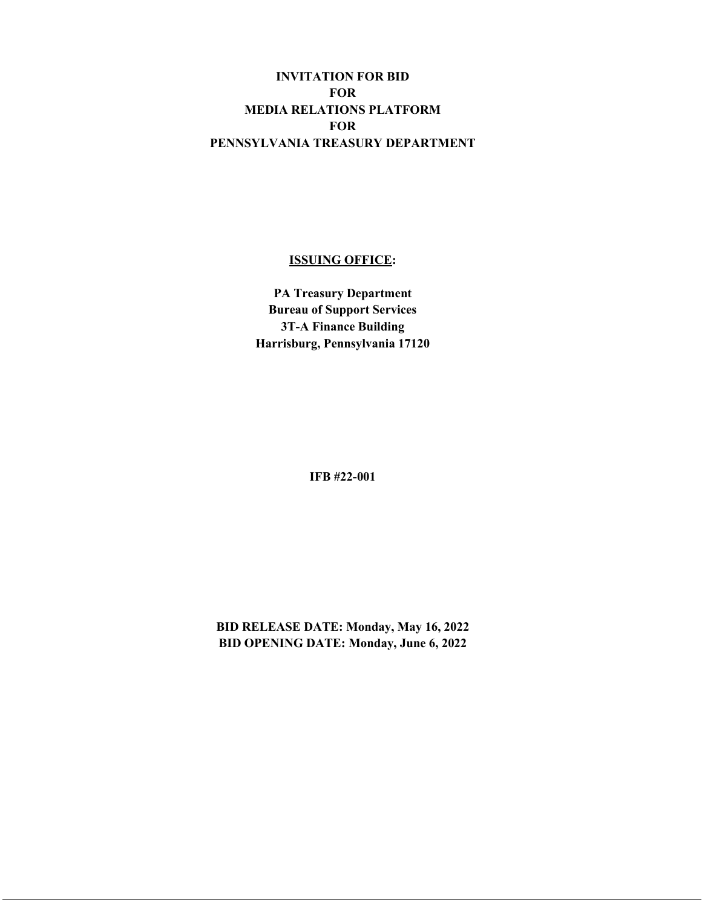# INVITATION FOR BID
# FOR
# MEDIA RELATIONS PLATFORM
# FOR
# PENNSYLVANIA TREASURY DEPARTMENT

**ISSUING OFFICE:**

**PA Treasury Department**
**Bureau of Support Services**
**3T-A Finance Building**
**Harrisburg, Pennsylvania 17120**

**IFB #22-001**

**BID RELEASE DATE: Monday, May 16, 2022**
**BID OPENING DATE: Monday, June 6, 2022**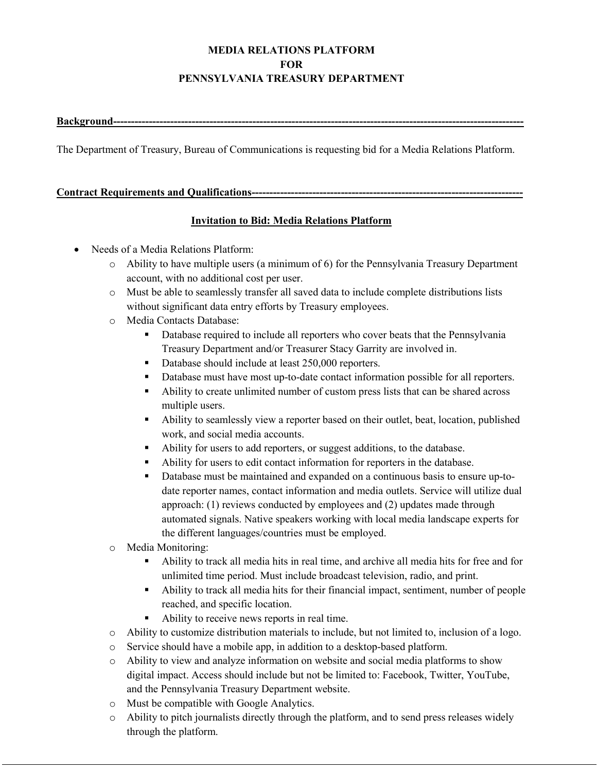**MEDIA RELATIONS PLATFORM**
**FOR**
**PENNSYLVANIA TREASURY DEPARTMENT**

**Background**

The Department of Treasury, Bureau of Communications is requesting bid for a Media Relations Platform.

**Contract Requirements and Qualifications**

**Invitation to Bid: Media Relations Platform**

- Needs of a Media Relations Platform:
  - Ability to have multiple users (a minimum of 6) for the Pennsylvania Treasury Department account, with no additional cost per user.
  - Must be able to seamlessly transfer all saved data to include complete distributions lists without significant data entry efforts by Treasury employees.
  - Media Contacts Database:
    - Database required to include all reporters who cover beats that the Pennsylvania Treasury Department and/or Treasurer Stacy Garrity are involved in.
    - Database should include at least 250,000 reporters.
    - Database must have most up-to-date contact information possible for all reporters.
    - Ability to create unlimited number of custom press lists that can be shared across multiple users.
    - Ability to seamlessly view a reporter based on their outlet, beat, location, published work, and social media accounts.
    - Ability for users to add reporters, or suggest additions, to the database.
    - Ability for users to edit contact information for reporters in the database.
    - Database must be maintained and expanded on a continuous basis to ensure up-to-date reporter names, contact information and media outlets. Service will utilize dual approach: (1) reviews conducted by employees and (2) updates made through automated signals. Native speakers working with local media landscape experts for the different languages/countries must be employed.
  - Media Monitoring:
    - Ability to track all media hits in real time, and archive all media hits for free and for unlimited time period. Must include broadcast television, radio, and print.
    - Ability to track all media hits for their financial impact, sentiment, number of people reached, and specific location.
    - Ability to receive news reports in real time.
  - Ability to customize distribution materials to include, but not limited to, inclusion of a logo.
  - Service should have a mobile app, in addition to a desktop-based platform.
  - Ability to view and analyze information on website and social media platforms to show digital impact. Access should include but not be limited to: Facebook, Twitter, YouTube, and the Pennsylvania Treasury Department website.
  - Must be compatible with Google Analytics.
  - Ability to pitch journalists directly through the platform, and to send press releases widely through the platform.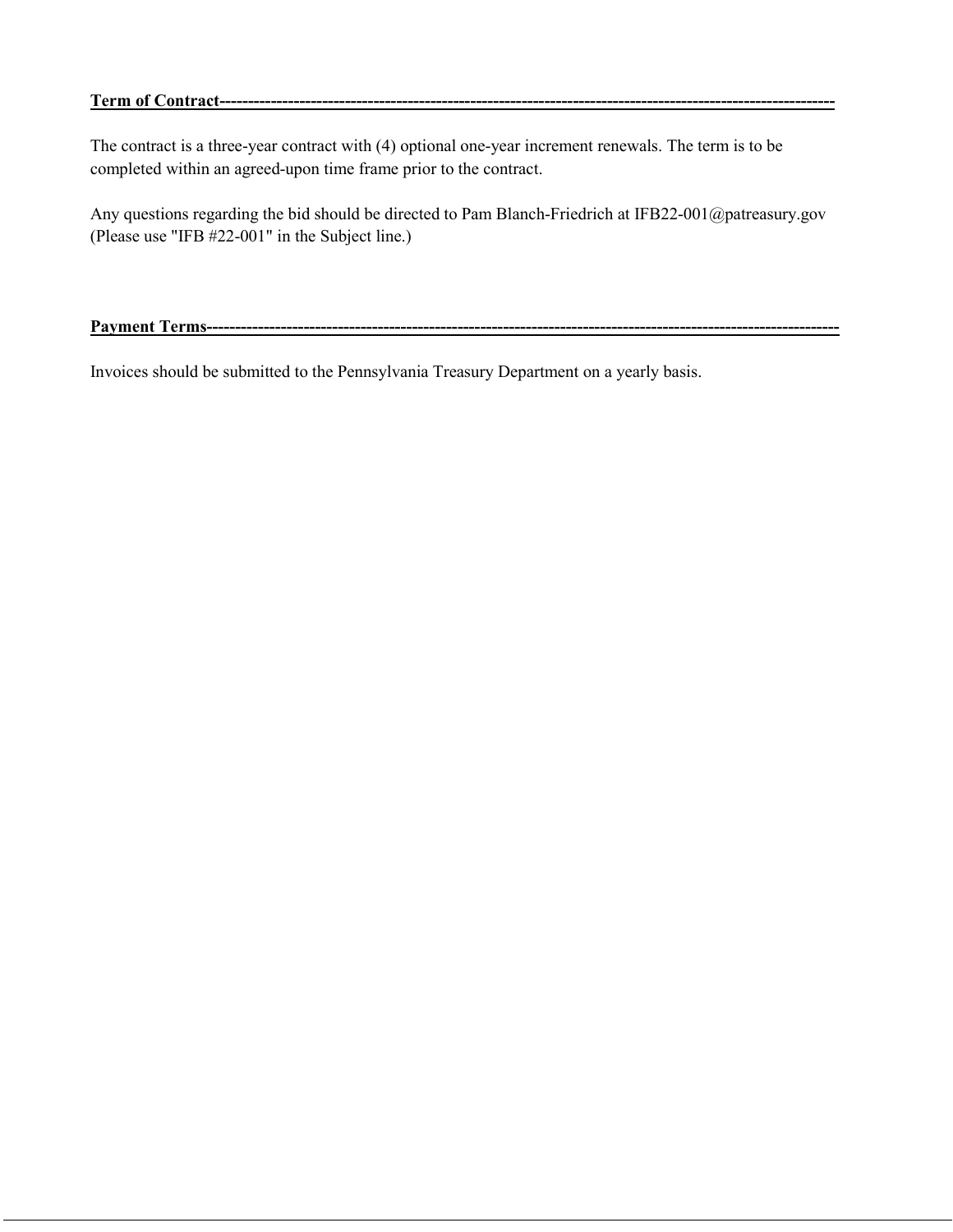**Term of Contract----------------------------------------------------------------------------------------------------------**

The contract is a three-year contract with (4) optional one-year increment renewals. The term is to be completed within an agreed-upon time frame prior to the contract.

Any questions regarding the bid should be directed to Pam Blanch-Friedrich at IFB22-001@patreasury.gov (Please use "IFB #22-001" in the Subject line.)

**Payment Terms---------------------------------------------------------------------------------------------------------------**

Invoices should be submitted to the Pennsylvania Treasury Department on a yearly basis.